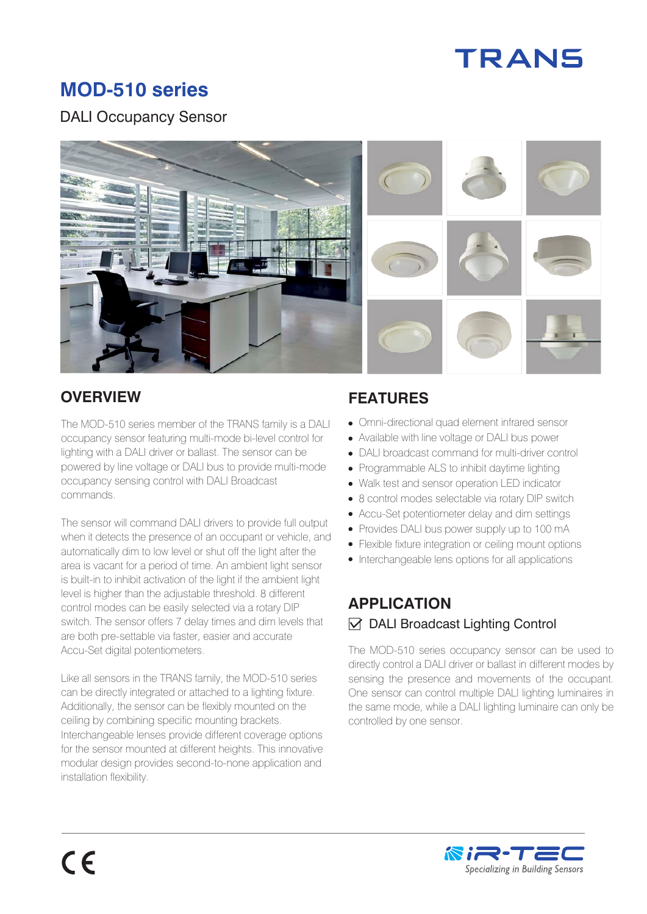TRANS

# MOD-510 series

DALI Occupancy Sensor

## OVERVIEW

The MOD-510 series member of the TRANS family is a DALI occupancy sensor featuring multi-mode bi-level control for lighting with a DALI driver or ballast. The sensor can be powered by line voltage or DALI bus to provide multi-mode occupancy sensing control with DALI Broadcast commands.

The sensor will command DALI drivers to provide full output when it detects the presence of an occupant or vehicle, and automatically dim to low level or shut off the light after the area is vacant for a period of time. An ambient light sensor is built-in to inhibit activation of the light if the ambient light level is higher than the adjustable threshold. 8 different control modes can be easily selected via a rotary DIP switch. The sensor offers 7 delay times and dim levels that are both pre-settable via faster, easier and accurate Accu-Set digital potentiometers.

Like all sensors in the TRANS family, the MOD-510 series can be directly integrated or attached to a lighting fixture. Additionally, the sensor can be flexibly mounted on the ceiling by combining specific mounting brackets. Interchangeable lenses provide different coverage options for the sensor mounted at different heights. This innovative modular design provides second-to-none application and installation flexibility.

## FEATURES

- Omni-directional quad element infrared sensor
- Available with line voltage or DALI bus power
- DALI broadcast command for multi-driver control
- Programmable ALS to inhibit daytime lighting
- Walk test and sensor operation LED indicator
- 8 control modes selectable via rotary DIP switch
- Accu-Set potentiometer delay and dim settings
- Provides DALI bus power supply up to 100 mA
- Flexible fixture integration or ceiling mount options
- Interchangeable lens options for all applications

## APPLICATION

☑ DALI Broadcast Lighting Control

The MOD-510 series occupancy sensor can be used to directly control a DALI driver or ballast in different modes by sensing the presence and movements of the occupant. One sensor can control multiple DALI lighting luminaires in the same mode, while a DALI lighting luminaire can only be controlled by one sensor.

CE

iR-TEC
Specializing in Building Sensors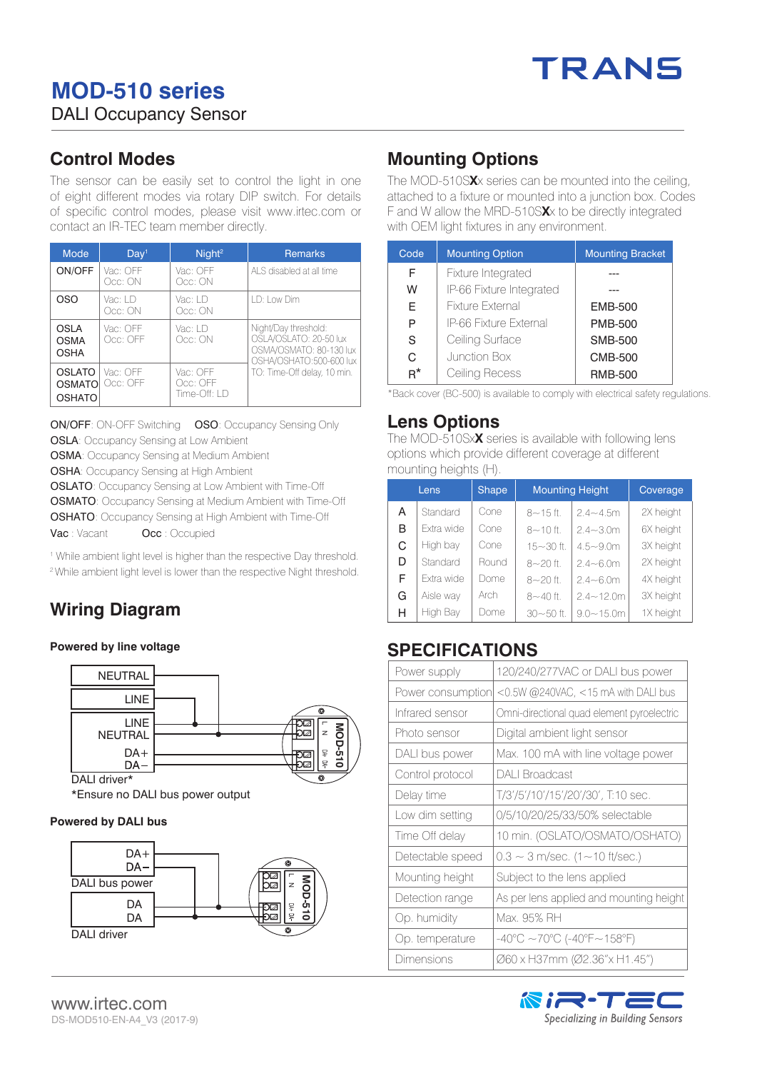# MOD-510 series

DALI Occupancy Sensor

## Control Modes

The sensor can be easily set to control the light in one of eight different modes via rotary DIP switch. For details of specific control modes, please visit www.irtec.com or contact an IR-TEC team member directly.

| Mode | Day[1] | Night[2] | Remarks |
|---|---|---|---|
| ON/OFF | Vac: OFF<br>Occ: ON | Vac: OFF<br>Occ: ON | ALS disabled at all time |
| OSO | Vac: LD<br>Occ: ON | Vac: LD<br>Occ: ON | LD: Low Dim |
| OSLA<br>OSMA<br>OSHA | Vac: OFF<br>Occ: OFF | Vac: OFF<br>Occ: ON | Night/Day threshold:<br>OSLA/OSLATO: 20-50 lux<br>OSMA/OSMATO: 80-130 lux<br>OSHA/OSHATO:500-600 lux |
| OSLATO<br>OSMATO<br>OSHATO | Vac: OFF<br>Occ: OFF | Vac: OFF<br>Occ: OFF<br>Time-Off: LD | TO: Time-Off delay, 10 min. |

**ON/OFF**: ON-OFF Switching **OSO**: Occupancy Sensing Only
**OSLA**: Occupancy Sensing at Low Ambient
**OSMA**: Occupancy Sensing at Medium Ambient
**OSHA**: Occupancy Sensing at High Ambient
**OSLATO**: Occupancy Sensing at Low Ambient with Time-Off
**OSMATO**: Occupancy Sensing at Medium Ambient with Time-Off
**OSHATO**: Occupancy Sensing at High Ambient with Time-Off
**Vac** : Vacant **Occ** : Occupied

[1] While ambient light level is higher than the respective Day threshold.
[2] While ambient light level is lower than the respective Night threshold.

## Wiring Diagram

**Powered by line voltage**

NEUTRAL
LINE
LINE
NEUTRAL
DA+
DA−
DALI driver*
L N DA+ DA− MOD-510

*Ensure no DALI bus power output

**Powered by DALI bus**

DA+
DA−
DALI bus power
DA
DA
DALI driver
L N DA+ DA− MOD-510

## Mounting Options

The MOD-510S**X**x series can be mounted into the ceiling, attached to a fixture or mounted into a junction box. Codes F and W allow the MRD-510S**X**x to be directly integrated with OEM light fixtures in any environment.

| Code | Mounting Option | Mounting Bracket |
|---|---|---|
| F | Fixture Integrated | --- |
| W | IP-66 Fixture Integrated | --- |
| E | Fixture External | EMB-500 |
| P | IP-66 Fixture External | PMB-500 |
| S | Ceiling Surface | SMB-500 |
| C | Junction Box | CMB-500 |
| R* | Ceiling Recess | RMB-500 |

*Back cover (BC-500) is available to comply with electrical safety regulations.

## Lens Options

The MOD-510Sx**X** series is available with following lens options which provide different coverage at different mounting heights (H).

| Lens | | Shape | Mounting Height | | Coverage |
|---|---|---|---|---|---|
| A | Standard | Cone | 8~15 ft. | 2.4~4.5m | 2X height |
| B | Extra wide | Cone | 8~10 ft. | 2.4~3.0m | 6X height |
| C | High bay | Cone | 15~30 ft. | 4.5~9.0m | 3X height |
| D | Standard | Round | 8~20 ft. | 2.4~6.0m | 2X height |
| F | Extra wide | Dome | 8~20 ft. | 2.4~6.0m | 4X height |
| G | Aisle way | Arch | 8~40 ft. | 2.4~12.0m | 3X height |
| H | High Bay | Dome | 30~50 ft. | 9.0~15.0m | 1X height |

## SPECIFICATIONS

| | |
|---|---|
| Power supply | 120/240/277VAC or DALI bus power |
| Power consumption | <0.5W @240VAC, <15 mA with DALI bus |
| Infrared sensor | Omni-directional quad element pyroelectric |
| Photo sensor | Digital ambient light sensor |
| DALI bus power | Max. 100 mA with line voltage power |
| Control protocol | DALI Broadcast |
| Delay time | T/3'/5'/10'/15'/20'/30', T:10 sec. |
| Low dim setting | 0/5/10/20/25/33/50% selectable |
| Time Off delay | 10 min. (OSLATO/OSMATO/OSHATO) |
| Detectable speed | 0.3 ~ 3 m/sec. (1~10 ft/sec.) |
| Mounting height | Subject to the lens applied |
| Detection range | As per lens applied and mounting height |
| Op. humidity | Max. 95% RH |
| Op. temperature | -40°C ~70°C (-40°F~158°F) |
| Dimensions | Ø60 x H37mm (Ø2.36"x H1.45") |

www.irtec.com
DS-MOD510-EN-A4_V3 (2017-9)